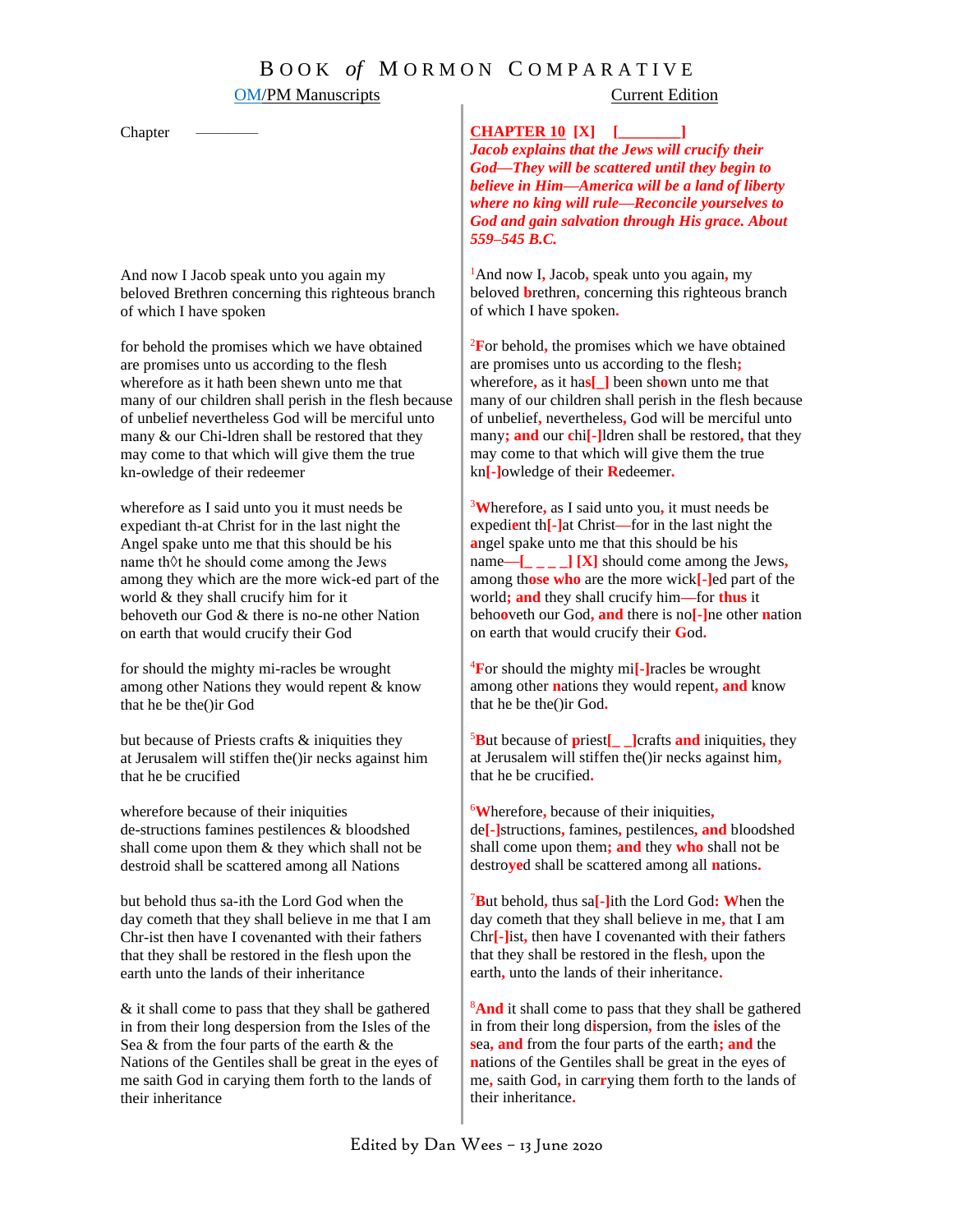# Book *of* Mormon Comparative

| OM/PM Manuscripts | Current Edition |
|---|---|
| Chapter ———— | **CHAPTER 10 [X] [________]** ***Jacob explains that the Jews will crucify their God—They will be scattered until they begin to believe in Him—America will be a land of liberty where no king will rule—Reconcile yourselves to God and gain salvation through His grace. About 559–545 B.C.*** |
| And now I Jacob speak unto you again my beloved Brethren concerning this righteous branch of which I have spoken | [1]And now I, Jacob, speak unto you again, my beloved brethren, concerning this righteous branch of which I have spoken. |
| for behold the promises which we have obtained are promises unto us according to the flesh wherefore as it hath been shewn unto me that many of our children shall perish in the flesh because of unbelief nevertheless God will be merciful unto many & our Chi-ldren shall be restored that they may come to that which will give them the true kn-owledge of their redeemer | [2]For behold, the promises which we have obtained are promises unto us according to the flesh; wherefore, as it has[_] been shown unto me that many of our children shall perish in the flesh because of unbelief, nevertheless, God will be merciful unto many; and our chi[-]ldren shall be restored, that they may come to that which will give them the true kn[-]owledge of their Redeemer. |
| wherefore as I said unto you it must needs be expediant th-at Christ for in the last night the Angel spake unto me that this should be his name th◊t he should come among the Jews among they which are the more wick-ed part of the world & they shall crucify him for it behoveth our God & there is no-ne other Nation on earth that would crucify their God | [3]Wherefore, as I said unto you, it must needs be expedient th[-]at Christ—for in the last night the angel spake unto me that this should be his name—[_ _ _ _] [X] should come among the Jews, among those who are the more wick[-]ed part of the world; and they shall crucify him—for thus it behooveth our God, and there is no[-]ne other nation on earth that would crucify their God. |
| for should the mighty mi-racles be wrought among other Nations they would repent & know that he be the()ir God | [4]For should the mighty mi[-]racles be wrought among other nations they would repent, and know that he be the()ir God. |
| but because of Priests crafts & iniquities they at Jerusalem will stiffen the()ir necks against him that he be crucified | [5]But because of priest[_ _]crafts and iniquities, they at Jerusalem will stiffen the()ir necks against him, that he be crucified. |
| wherefore because of their iniquities de-structions famines pestilences & bloodshed shall come upon them & they which shall not be destroid shall be scattered among all Nations | [6]Wherefore, because of their iniquities, de[-]structions, famines, pestilences, and bloodshed shall come upon them; and they who shall not be destroyed shall be scattered among all nations. |
| but behold thus sa-ith the Lord God when the day cometh that they shall believe in me that I am Chr-ist then have I covenanted with their fathers that they shall be restored in the flesh upon the earth unto the lands of their inheritance | [7]But behold, thus sa[-]ith the Lord God: When the day cometh that they shall believe in me, that I am Chr[-]ist, then have I covenanted with their fathers that they shall be restored in the flesh, upon the earth, unto the lands of their inheritance. |
| & it shall come to pass that they shall be gathered in from their long despersion from the Isles of the Sea & from the four parts of the earth & the Nations of the Gentiles shall be great in the eyes of me saith God in carying them forth to the lands of their inheritance | [8]And it shall come to pass that they shall be gathered in from their long dispersion, from the isles of the sea, and from the four parts of the earth; and the nations of the Gentiles shall be great in the eyes of me, saith God, in carrying them forth to the lands of their inheritance. |

Edited by Dan Wees – 13 June 2020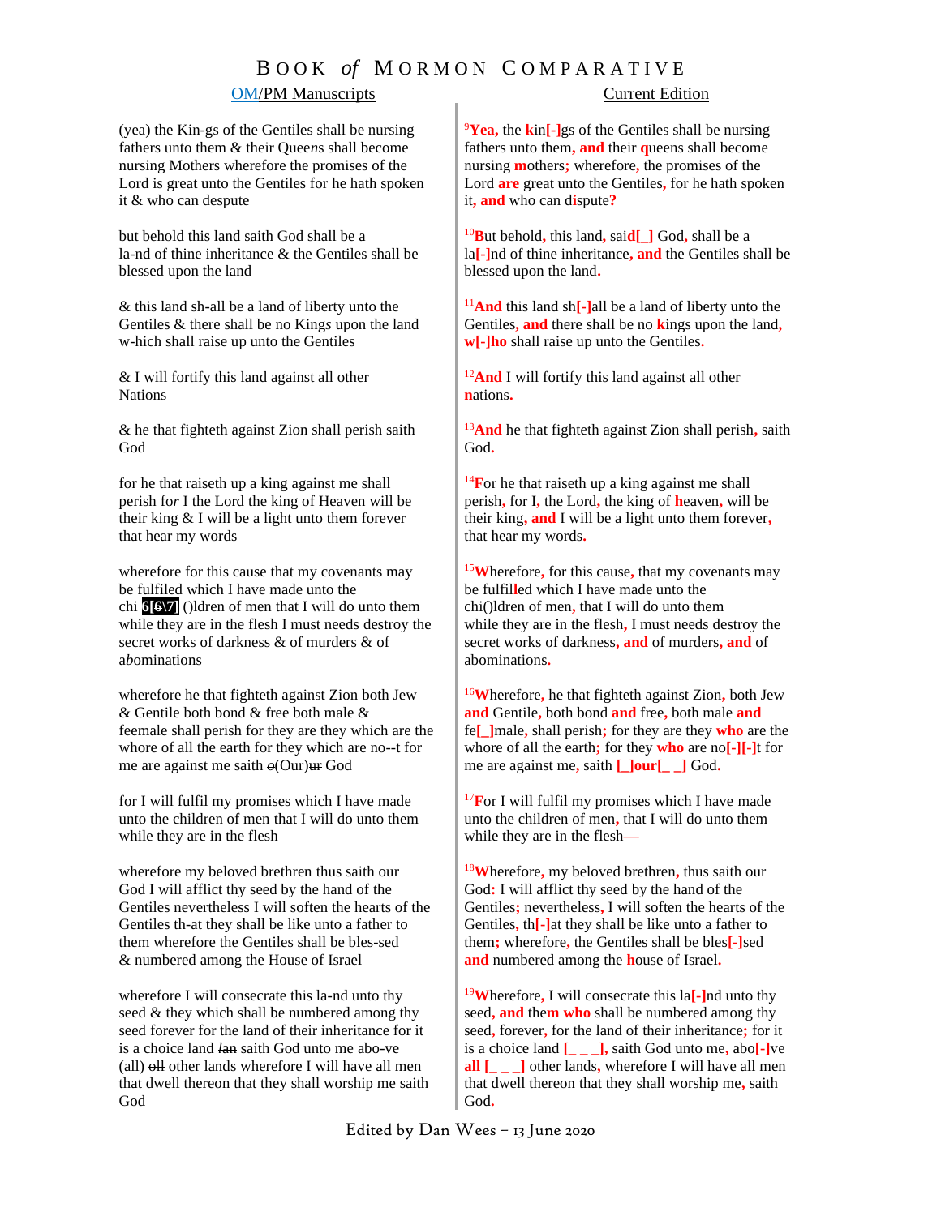# BOOK *of* MORMON COMPARATIVE

| OM/PM Manuscripts | Current Edition |
|---|---|
| (yea) the Kin-gs of the Gentiles shall be nursing fathers unto them & their Queens shall become nursing Mothers wherefore the promises of the Lord is great unto the Gentiles for he hath spoken it & who can despute | [9]Yea, the kin[-]gs of the Gentiles shall be nursing fathers unto them, and their queens shall become nursing mothers; wherefore, the promises of the Lord are great unto the Gentiles, for he hath spoken it, and who can dispute? |
| but behold this land saith God shall be a la-nd of thine inheritance & the Gentiles shall be blessed upon the land | [10]But behold, this land, said[_] God, shall be a la[-]nd of thine inheritance, and the Gentiles shall be blessed upon the land. |
| & this land sh-all be a land of liberty unto the Gentiles & there shall be no Kings upon the land w-hich shall raise up unto the Gentiles | [11]And this land sh[-]all be a land of liberty unto the Gentiles, and there shall be no kings upon the land, w[-]ho shall raise up unto the Gentiles. |
| & I will fortify this land against all other Nations | [12]And I will fortify this land against all other nations. |
| & he that fighteth against Zion shall perish saith God | [13]And he that fighteth against Zion shall perish, saith God. |
| for he that raiseth up a king against me shall perish for I the Lord the king of Heaven will be their king & I will be a light unto them forever that hear my words | [14]For he that raiseth up a king against me shall perish, for I, the Lord, the king of heaven, will be their king, and I will be a light unto them forever, that hear my words. |
| wherefore for this cause that my covenants may be fulfiled which I have made unto the chi 6[6\7] ()ldren of men that I will do unto them while they are in the flesh I must needs destroy the secret works of darkness & of murders & of abominations | [15]Wherefore, for this cause, that my covenants may be fulfilled which I have made unto the chi()ldren of men, that I will do unto them while they are in the flesh, I must needs destroy the secret works of darkness, and of murders, and of abominations. |
| wherefore he that fighteth against Zion both Jew & Gentile both bond & free both male & feemale shall perish for they are they which are the whore of all the earth for they which are no--t for me are against me saith ~~o~~(Our)~~ur~~ God | [16]Wherefore, he that fighteth against Zion, both Jew and Gentile, both bond and free, both male and fe[_]male, shall perish; for they are they who are the whore of all the earth; for they who are no[-][-]t for me are against me, saith [_]our[_ _] God. |
| for I will fulfil my promises which I have made unto the children of men that I will do unto them while they are in the flesh | [17]For I will fulfil my promises which I have made unto the children of men, that I will do unto them while they are in the flesh— |
| wherefore my beloved brethren thus saith our God I will afflict thy seed by the hand of the Gentiles nevertheless I will soften the hearts of the Gentiles th-at they shall be like unto a father to them wherefore the Gentiles shall be bles-sed & numbered among the House of Israel | [18]Wherefore, my beloved brethren, thus saith our God: I will afflict thy seed by the hand of the Gentiles; nevertheless, I will soften the hearts of the Gentiles, th[-]at they shall be like unto a father to them; wherefore, the Gentiles shall be bles[-]sed and numbered among the house of Israel. |
| wherefore I will consecrate this la-nd unto thy seed & they which shall be numbered among thy seed forever for the land of their inheritance for it is a choice land ~~lan~~ saith God unto me abo-ve (all) ~~oll~~ other lands wherefore I will have all men that dwell thereon that they shall worship me saith God | [19]Wherefore, I will consecrate this la[-]nd unto thy seed, and them who shall be numbered among thy seed, forever, for the land of their inheritance; for it is a choice land [_ _ _], saith God unto me, abo[-]ve all [_ _ _] other lands, wherefore I will have all men that dwell thereon that they shall worship me, saith God. |

Edited by Dan Wees – 13 June 2020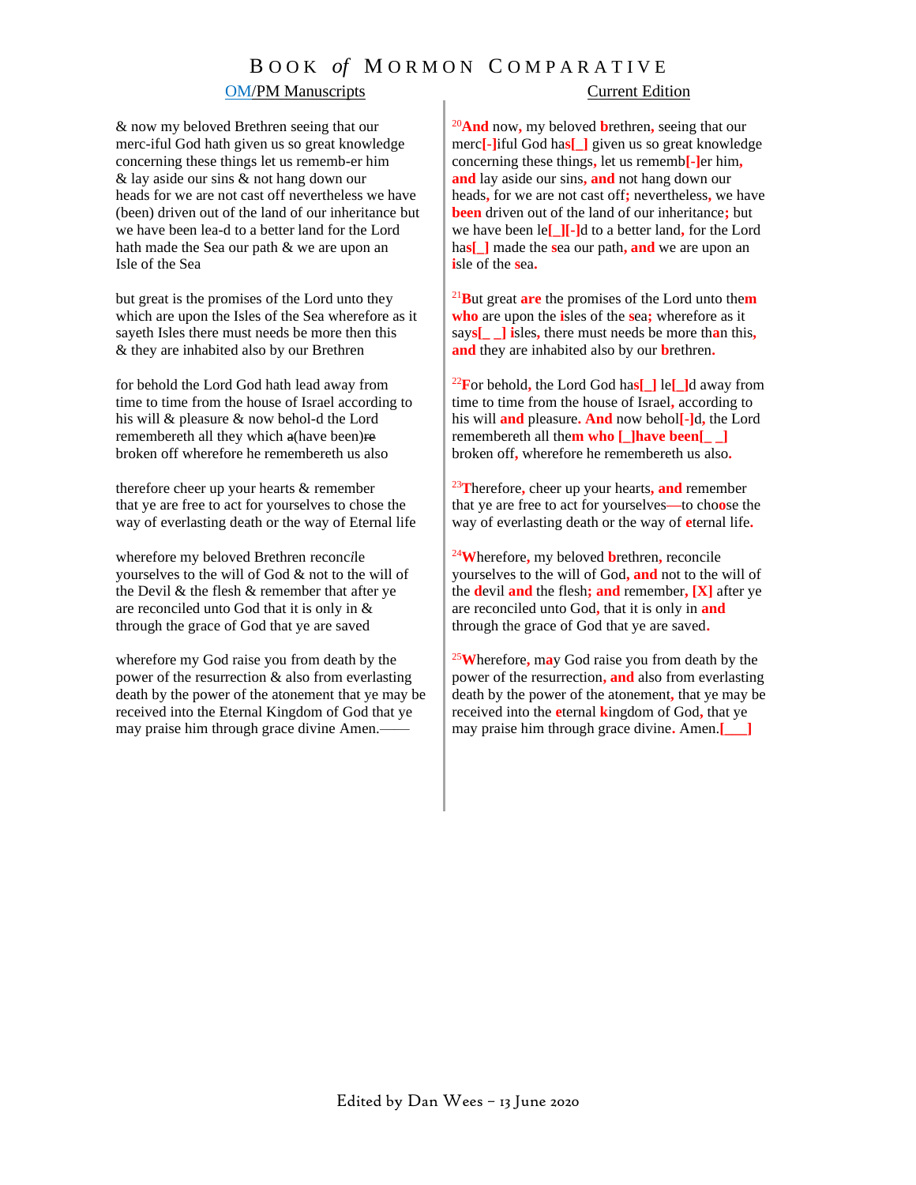# BOOK *of* MORMON COMPARATIVE

| OM/PM Manuscripts | Current Edition |
|---|---|
| & now my beloved Brethren seeing that our merc-iful God hath given us so great knowledge concerning these things let us rememb-er him & lay aside our sins & not hang down our heads for we are not cast off nevertheless we have (been) driven out of the land of our inheritance but we have been lea-d to a better land for the Lord hath made the Sea our path & we are upon an Isle of the Sea | [20]**And** now**,** my beloved **b**rethren**,** seeing that our merc**[-]**iful God has**[_]** given us so great knowledge concerning these things**,** let us rememb**[-]**er him**,** **and** lay aside our sins**,** **and** not hang down our heads**,** for we are not cast off**;** nevertheless**,** we have **been** driven out of the land of our inheritance**;** but we have been le**[_][-]**d to a better land**,** for the Lord has**[_]** made the **s**ea our path**,** **and** we are upon an **i**sle of the **s**ea**.** |
| but great is the promises of the Lord unto they which are upon the Isles of the Sea wherefore as it sayeth Isles there must needs be more then this & they are inhabited also by our Brethren | [21]**B**ut great **are** the promises of the Lord unto the**m** **who** are upon the **i**sles of the **s**ea**;** wherefore as it says**[_ _]** **i**sles**,** there must needs be more th**a**n this**,** **and** they are inhabited also by our **b**rethren**.** |
| for behold the Lord God hath lead away from time to time from the house of Israel according to his will & pleasure & now behol-d the Lord remembereth all they which ~~a~~(have been)~~re~~ broken off wherefore he remembereth us also | [22]**F**or behold**,** the Lord God ha**s[_]** le**[_]**d away from time to time from the house of Israel**,** according to his will **and** pleasure**.** **And** now behol**[-]**d**,** the Lord remembereth all the**m who [_]have been[_ _]** broken off**,** wherefore he remembereth us also**.** |
| therefore cheer up your hearts & remember that ye are free to act for yourselves to chose the way of everlasting death or the way of Eternal life | [23]**T**herefore**,** cheer up your hearts**,** **and** remember that ye are free to act for yourselves**—**to cho**o**se the way of everlasting death or the way of **e**ternal life**.** |
| wherefore my beloved Brethren reconcile yourselves to the will of God & not to the will of the Devil & the flesh & remember that after ye are reconciled unto God that it is only in & through the grace of God that ye are saved | [24]**W**herefore**,** my beloved **b**rethren**,** reconcile yourselves to the will of God**,** **and** not to the will of the **d**evil **and** the flesh**;** **and** remember**,** **[X]** after ye are reconciled unto God**,** that it is only in **and** through the grace of God that ye are saved**.** |
| wherefore my God raise you from death by the power of the resurrection & also from everlasting death by the power of the atonement that ye may be received into the Eternal Kingdom of God that ye may praise him through grace divine Amen.—— | [25]**W**herefore**,** m**a**y God raise you from death by the power of the resurrection**,** **and** also from everlasting death by the power of the atonement**,** that ye may be received into the **e**ternal **k**ingdom of God**,** that ye may praise him through grace divine**.** Amen.**[___]** |

Edited by Dan Wees – 13 June 2020